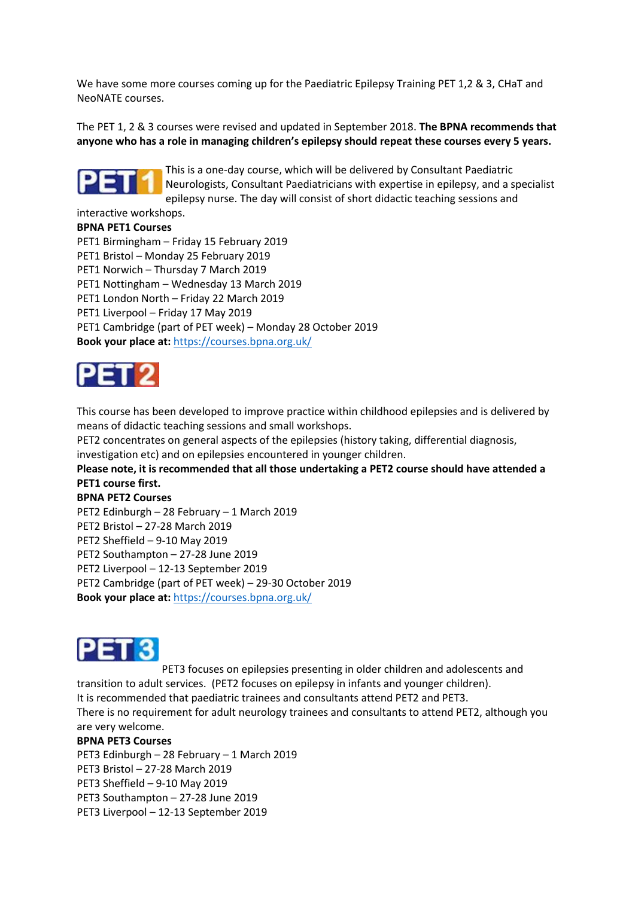We have some more courses coming up for the Paediatric Epilepsy Training PET 1,2 & 3, CHaT and NeoNATE courses.

The PET 1, 2 & 3 courses were revised and updated in September 2018. **The BPNA recommends that anyone who has a role in managing children's epilepsy should repeat these courses every 5 years.**

PET1

This is a one-day course, which will be delivered by Consultant Paediatric Neurologists, Consultant Paediatricians with expertise in epilepsy, and a specialist epilepsy nurse. The day will consist of short didactic teaching sessions and interactive workshops.

**BPNA PET1 Courses**

PET1 Birmingham – Friday 15 February 2019
PET1 Bristol – Monday 25 February 2019
PET1 Norwich – Thursday 7 March 2019
PET1 Nottingham – Wednesday 13 March 2019
PET1 London North – Friday 22 March 2019
PET1 Liverpool – Friday 17 May 2019
PET1 Cambridge (part of PET week) – Monday 28 October 2019

**Book your place at:** https://courses.bpna.org.uk/

PET2

This course has been developed to improve practice within childhood epilepsies and is delivered by means of didactic teaching sessions and small workshops.
PET2 concentrates on general aspects of the epilepsies (history taking, differential diagnosis, investigation etc) and on epilepsies encountered in younger children.

**Please note, it is recommended that all those undertaking a PET2 course should have attended a PET1 course first.**

**BPNA PET2 Courses**

PET2 Edinburgh – 28 February – 1 March 2019
PET2 Bristol – 27-28 March 2019
PET2 Sheffield – 9-10 May 2019
PET2 Southampton – 27-28 June 2019
PET2 Liverpool – 12-13 September 2019
PET2 Cambridge (part of PET week) – 29-30 October 2019

**Book your place at:** https://courses.bpna.org.uk/

PET3

PET3 focuses on epilepsies presenting in older children and adolescents and transition to adult services. (PET2 focuses on epilepsy in infants and younger children).
It is recommended that paediatric trainees and consultants attend PET2 and PET3.
There is no requirement for adult neurology trainees and consultants to attend PET2, although you are very welcome.

**BPNA PET3 Courses**

PET3 Edinburgh – 28 February – 1 March 2019
PET3 Bristol – 27-28 March 2019
PET3 Sheffield – 9-10 May 2019
PET3 Southampton – 27-28 June 2019
PET3 Liverpool – 12-13 September 2019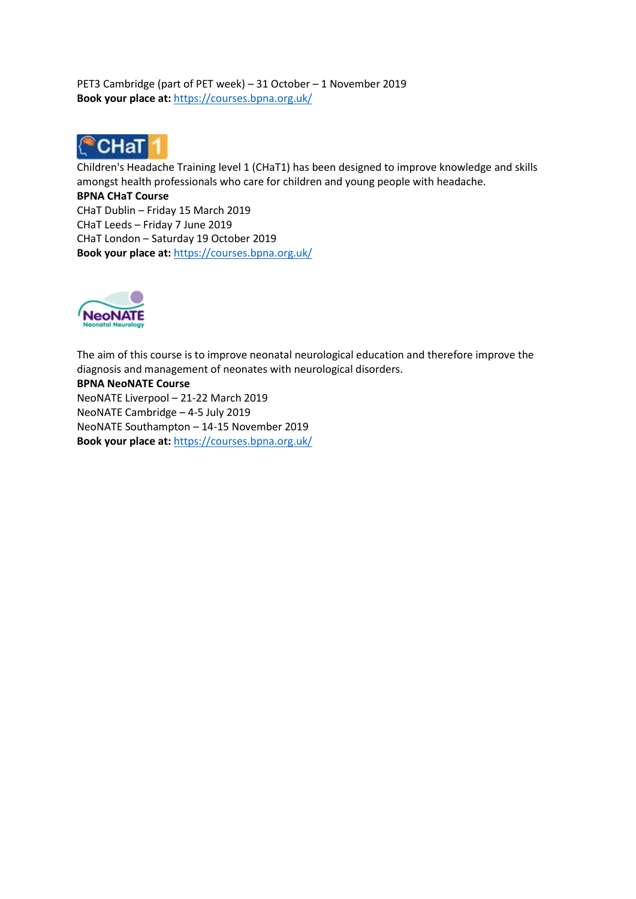PET3 Cambridge (part of PET week) – 31 October – 1 November 2019
**Book your place at:** https://courses.bpna.org.uk/

Children's Headache Training level 1 (CHaT1) has been designed to improve knowledge and skills amongst health professionals who care for children and young people with headache.

**BPNA CHaT Course**

CHaT Dublin – Friday 15 March 2019
CHaT Leeds – Friday 7 June 2019
CHaT London – Saturday 19 October 2019
**Book your place at:** https://courses.bpna.org.uk/

The aim of this course is to improve neonatal neurological education and therefore improve the diagnosis and management of neonates with neurological disorders.

**BPNA NeoNATE Course**

NeoNATE Liverpool – 21-22 March 2019
NeoNATE Cambridge – 4-5 July 2019
NeoNATE Southampton – 14-15 November 2019
**Book your place at:** https://courses.bpna.org.uk/